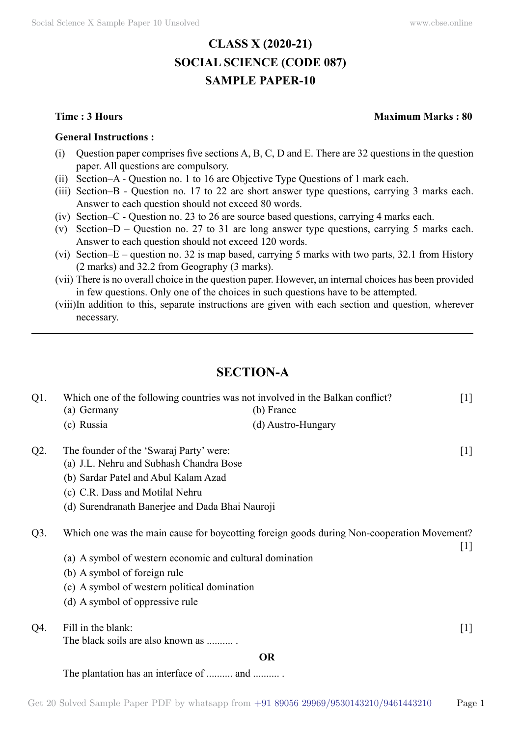# CLASS X (2020-21)
# SOCIAL SCIENCE (CODE 087)
# SAMPLE PAPER-10

**Time : 3 Hours** **Maximum Marks : 80**

**General Instructions :**

(i) Question paper comprises five sections A, B, C, D and E. There are 32 questions in the question paper. All questions are compulsory.

(ii) Section–A - Question no. 1 to 16 are Objective Type Questions of 1 mark each.

(iii) Section–B - Question no. 17 to 22 are short answer type questions, carrying 3 marks each. Answer to each question should not exceed 80 words.

(iv) Section–C - Question no. 23 to 26 are source based questions, carrying 4 marks each.

(v) Section–D – Question no. 27 to 31 are long answer type questions, carrying 5 marks each. Answer to each question should not exceed 120 words.

(vi) Section–E – question no. 32 is map based, carrying 5 marks with two parts, 32.1 from History (2 marks) and 32.2 from Geography (3 marks).

(vii) There is no overall choice in the question paper. However, an internal choices has been provided in few questions. Only one of the choices in such questions have to be attempted.

(viii) In addition to this, separate instructions are given with each section and question, wherever necessary.

---

## SECTION-A

Q1. Which one of the following countries was not involved in the Balkan conflict? [1]

(a) Germany
(b) France
(c) Russia
(d) Austro-Hungary

Q2. The founder of the 'Swaraj Party' were: [1]

(a) J.L. Nehru and Subhash Chandra Bose
(b) Sardar Patel and Abul Kalam Azad
(c) C.R. Dass and Motilal Nehru
(d) Surendranath Banerjee and Dada Bhai Nauroji

Q3. Which one was the main cause for boycotting foreign goods during Non-cooperation Movement? [1]

(a) A symbol of western economic and cultural domination
(b) A symbol of foreign rule
(c) A symbol of western political domination
(d) A symbol of oppressive rule

Q4. Fill in the blank: [1]

The black soils are also known as .......... .

**OR**

The plantation has an interface of .......... and .......... .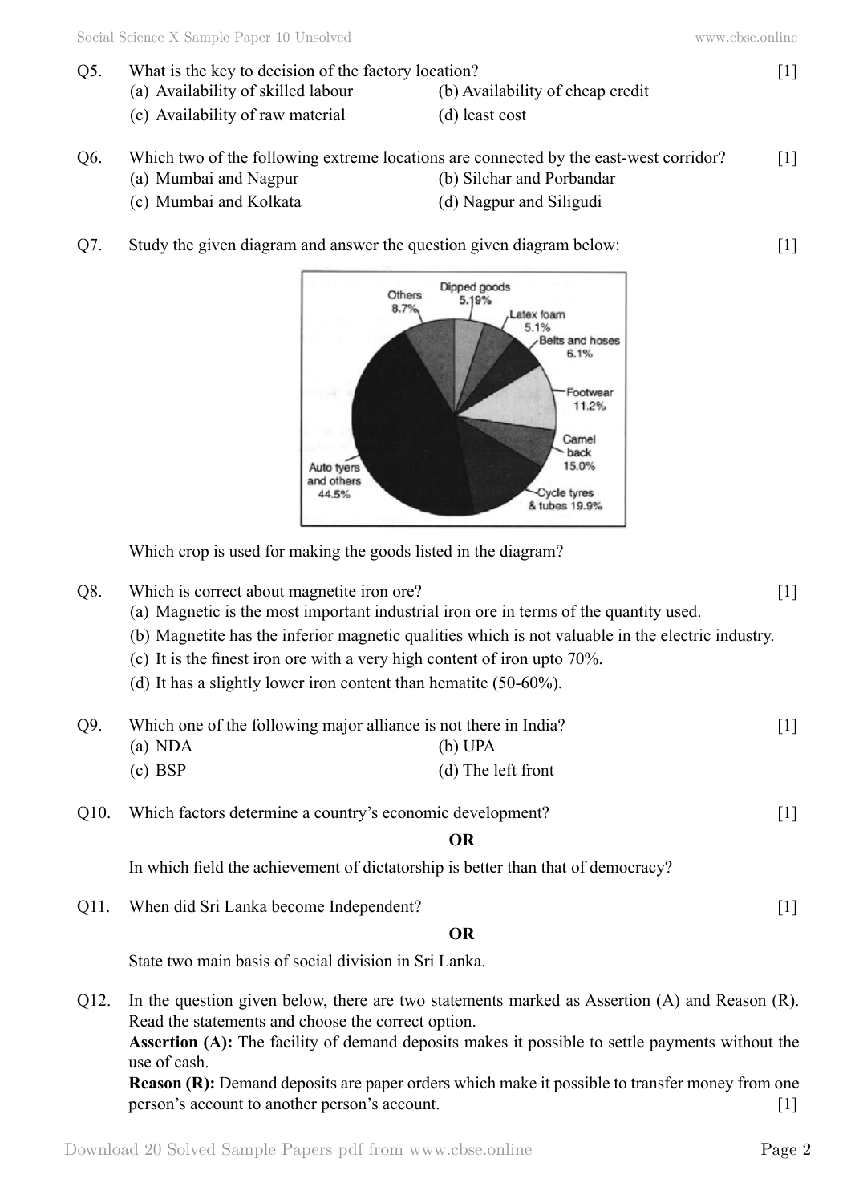Q5. What is the key to decision of the factory location? [1]

(a) Availability of skilled labour
(b) Availability of cheap credit
(c) Availability of raw material
(d) least cost

Q6. Which two of the following extreme locations are connected by the east-west corridor? [1]

(a) Mumbai and Nagpur
(b) Silchar and Porbandar
(c) Mumbai and Kolkata
(d) Nagpur and Siliguri

Q7. Study the given diagram and answer the question given diagram below: [1]

| Item | Share |
|---|---|
| Auto tyers and others | 44.5% |
| Cycle tyres & tubes | 19.9% |
| Camel back | 15.0% |
| Footwear | 11.2% |
| Belts and hoses | 6.1% |
| Latex foam | 5.1% |
| Dipped goods | 5.19% |
| Others | 8.7% |

Which crop is used for making the goods listed in the diagram?

Q8. Which is correct about magnetite iron ore? [1]

(a) Magnetic is the most important industrial iron ore in terms of the quantity used.
(b) Magnetite has the inferior magnetic qualities which is not valuable in the electric industry.
(c) It is the finest iron ore with a very high content of iron upto 70%.
(d) It has a slightly lower iron content than hematite (50-60%).

Q9. Which one of the following major alliance is not there in India? [1]

(a) NDA
(b) UPA
(c) BSP
(d) The left front

Q10. Which factors determine a country's economic development? [1]

**OR**

In which field the achievement of dictatorship is better than that of democracy?

Q11. When did Sri Lanka become Independent? [1]

**OR**

State two main basis of social division in Sri Lanka.

Q12. In the question given below, there are two statements marked as Assertion (A) and Reason (R). Read the statements and choose the correct option.

**Assertion (A):** The facility of demand deposits makes it possible to settle payments without the use of cash.

**Reason (R):** Demand deposits are paper orders which make it possible to transfer money from one person's account to another person's account. [1]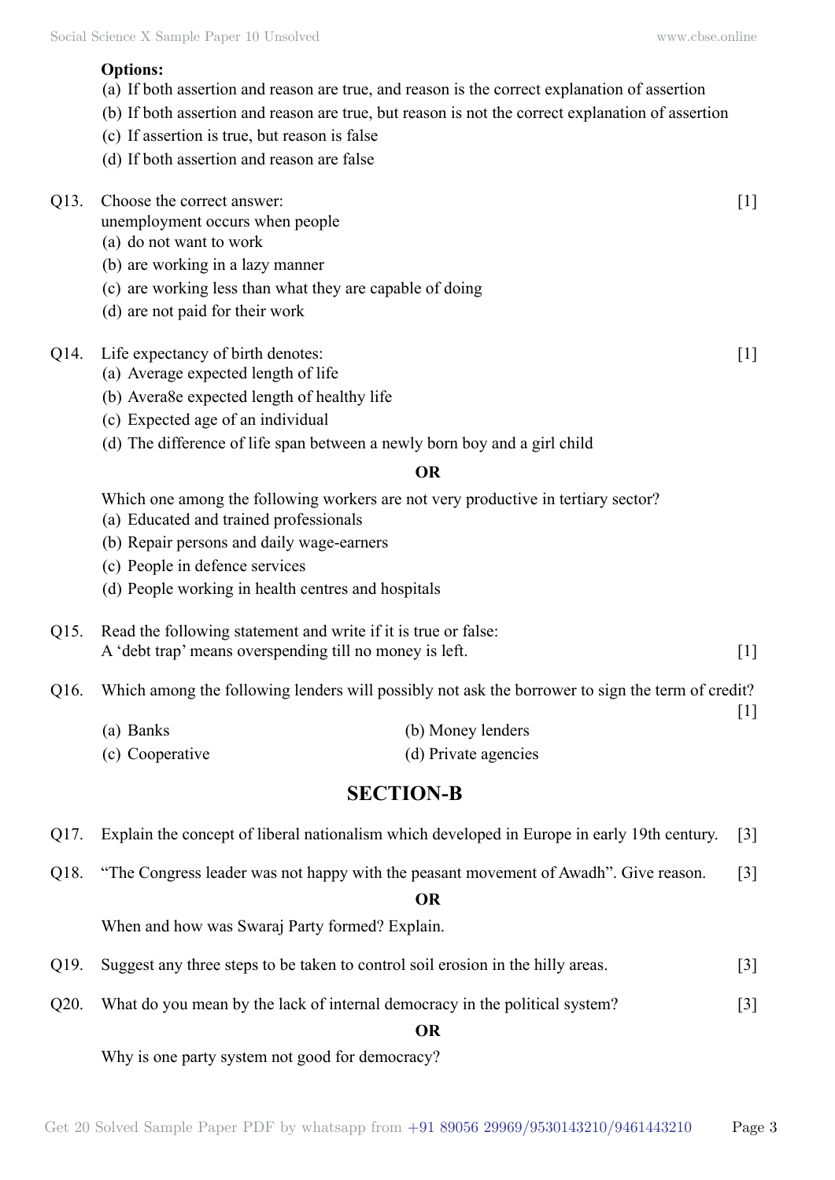**Options:**

(a) If both assertion and reason are true, and reason is the correct explanation of assertion

(b) If both assertion and reason are true, but reason is not the correct explanation of assertion

(c) If assertion is true, but reason is false

(d) If both assertion and reason are false

Q13. Choose the correct answer: [1]
unemployment occurs when people

(a) do not want to work

(b) are working in a lazy manner

(c) are working less than what they are capable of doing

(d) are not paid for their work

Q14. Life expectancy of birth denotes: [1]

(a) Average expected length of life

(b) Avera8e expected length of healthy life

(c) Expected age of an individual

(d) The difference of life span between a newly born boy and a girl child

**OR**

Which one among the following workers are not very productive in tertiary sector?

(a) Educated and trained professionals

(b) Repair persons and daily wage-earners

(c) People in defence services

(d) People working in health centres and hospitals

Q15. Read the following statement and write if it is true or false:
A 'debt trap' means overspending till no money is left. [1]

Q16. Which among the following lenders will possibly not ask the borrower to sign the term of credit? [1]

(a) Banks

(b) Money lenders

(c) Cooperative

(d) Private agencies

## SECTION-B

Q17. Explain the concept of liberal nationalism which developed in Europe in early 19th century. [3]

Q18. "The Congress leader was not happy with the peasant movement of Awadh". Give reason. [3]

**OR**

When and how was Swaraj Party formed? Explain.

Q19. Suggest any three steps to be taken to control soil erosion in the hilly areas. [3]

Q20. What do you mean by the lack of internal democracy in the political system? [3]

**OR**

Why is one party system not good for democracy?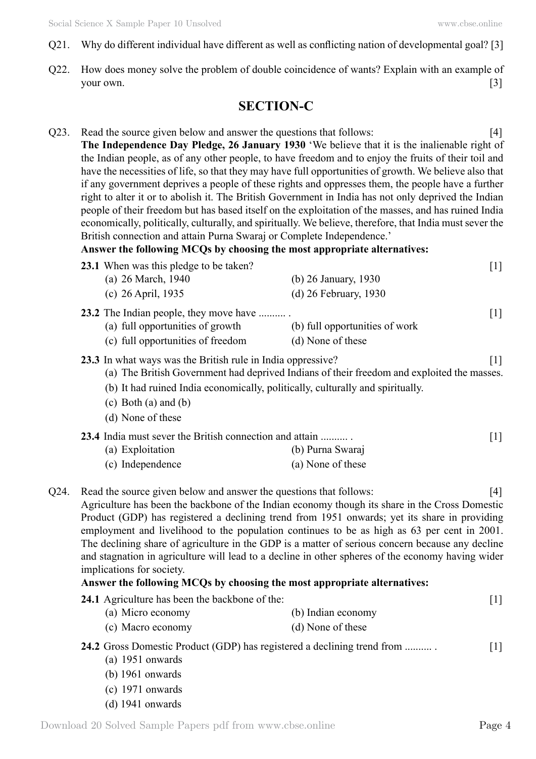Q21. Why do different individual have different as well as conflicting nation of developmental goal? [3]

Q22. How does money solve the problem of double coincidence of wants? Explain with an example of your own. [3]

## SECTION-C

Q23. Read the source given below and answer the questions that follows: [4]

**The Independence Day Pledge, 26 January 1930** 'We believe that it is the inalienable right of the Indian people, as of any other people, to have freedom and to enjoy the fruits of their toil and have the necessities of life, so that they may have full opportunities of growth. We believe also that if any government deprives a people of these rights and oppresses them, the people have a further right to alter it or to abolish it. The British Government in India has not only deprived the Indian people of their freedom but has based itself on the exploitation of the masses, and has ruined India economically, politically, culturally, and spiritually. We believe, therefore, that India must sever the British connection and attain Purna Swaraj or Complete Independence.'

**Answer the following MCQs by choosing the most appropriate alternatives:**

**23.1** When was this pledge to be taken? [1]
(a) 26 March, 1940
(b) 26 January, 1930
(c) 26 April, 1935
(d) 26 February, 1930

**23.2** The Indian people, they move have .......... . [1]
(a) full opportunities of growth
(b) full opportunities of work
(c) full opportunities of freedom
(d) None of these

**23.3** In what ways was the British rule in India oppressive? [1]
(a) The British Government had deprived Indians of their freedom and exploited the masses.
(b) It had ruined India economically, politically, culturally and spiritually.
(c) Both (a) and (b)
(d) None of these

**23.4** India must sever the British connection and attain .......... . [1]
(a) Exploitation
(b) Purna Swaraj
(c) Independence
(a) None of these

Q24. Read the source given below and answer the questions that follows: [4]

Agriculture has been the backbone of the Indian economy though its share in the Cross Domestic Product (GDP) has registered a declining trend from 1951 onwards; yet its share in providing employment and livelihood to the population continues to be as high as 63 per cent in 2001. The declining share of agriculture in the GDP is a matter of serious concern because any decline and stagnation in agriculture will lead to a decline in other spheres of the economy having wider implications for society.

**Answer the following MCQs by choosing the most appropriate alternatives:**

**24.1** Agriculture has been the backbone of the: [1]
(a) Micro economy
(b) Indian economy
(c) Macro economy
(d) None of these

**24.2** Gross Domestic Product (GDP) has registered a declining trend from .......... . [1]
(a) 1951 onwards
(b) 1961 onwards
(c) 1971 onwards
(d) 1941 onwards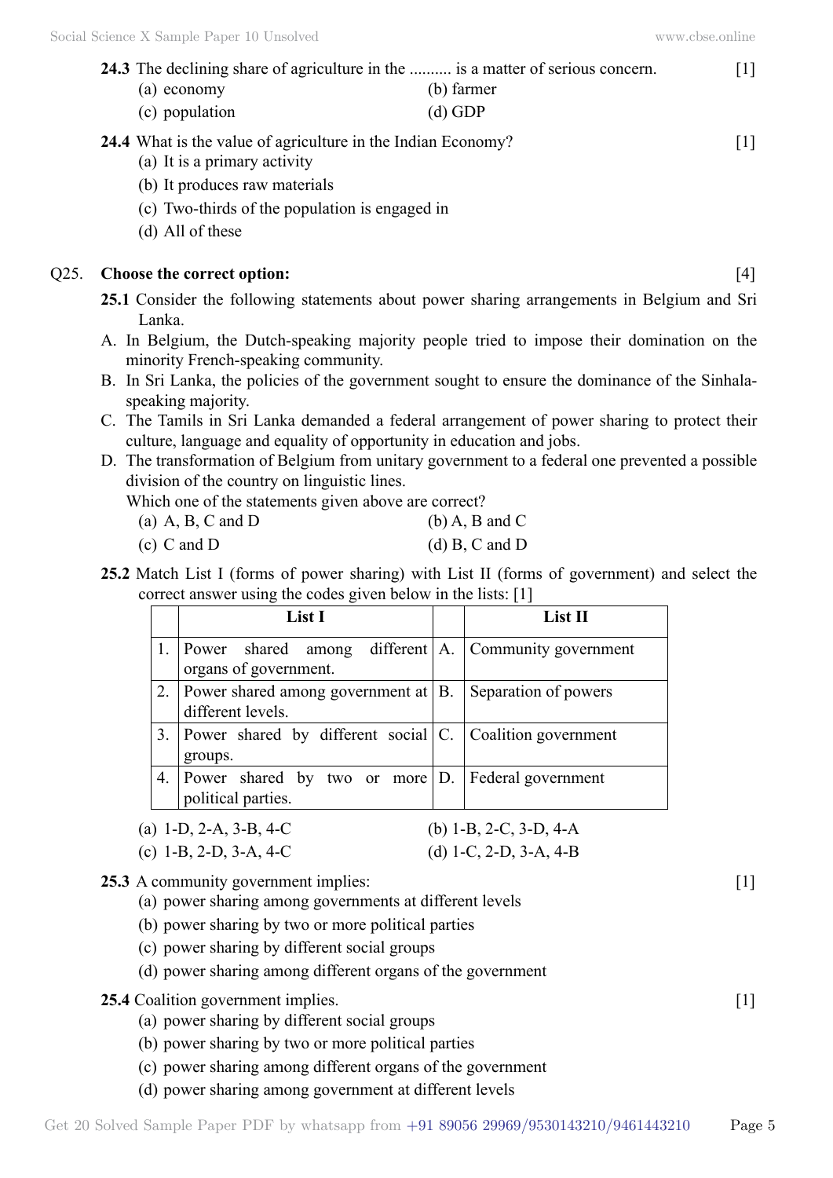**24.3** The declining share of agriculture in the .......... is a matter of serious concern. [1]

(a) economy (b) farmer

(c) population (d) GDP

**24.4** What is the value of agriculture in the Indian Economy? [1]

(a) It is a primary activity

(b) It produces raw materials

(c) Two-thirds of the population is engaged in

(d) All of these

Q25. **Choose the correct option:** [4]

**25.1** Consider the following statements about power sharing arrangements in Belgium and Sri Lanka.

A. In Belgium, the Dutch-speaking majority people tried to impose their domination on the minority French-speaking community.

B. In Sri Lanka, the policies of the government sought to ensure the dominance of the Sinhala-speaking majority.

C. The Tamils in Sri Lanka demanded a federal arrangement of power sharing to protect their culture, language and equality of opportunity in education and jobs.

D. The transformation of Belgium from unitary government to a federal one prevented a possible division of the country on linguistic lines.

Which one of the statements given above are correct?

(a) A, B, C and D (b) A, B and C

(c) C and D (d) B, C and D

**25.2** Match List I (forms of power sharing) with List II (forms of government) and select the correct answer using the codes given below in the lists: [1]

| | List I | | List II |
|---|---|---|---|
| 1. | Power shared among different organs of government. | A. | Community government |
| 2. | Power shared among government at different levels. | B. | Separation of powers |
| 3. | Power shared by different social groups. | C. | Coalition government |
| 4. | Power shared by two or more political parties. | D. | Federal government |

(a) 1-D, 2-A, 3-B, 4-C (b) 1-B, 2-C, 3-D, 4-A

(c) 1-B, 2-D, 3-A, 4-C (d) 1-C, 2-D, 3-A, 4-B

**25.3** A community government implies: [1]

(a) power sharing among governments at different levels

(b) power sharing by two or more political parties

(c) power sharing by different social groups

(d) power sharing among different organs of the government

**25.4** Coalition government implies. [1]

(a) power sharing by different social groups

(b) power sharing by two or more political parties

(c) power sharing among different organs of the government

(d) power sharing among government at different levels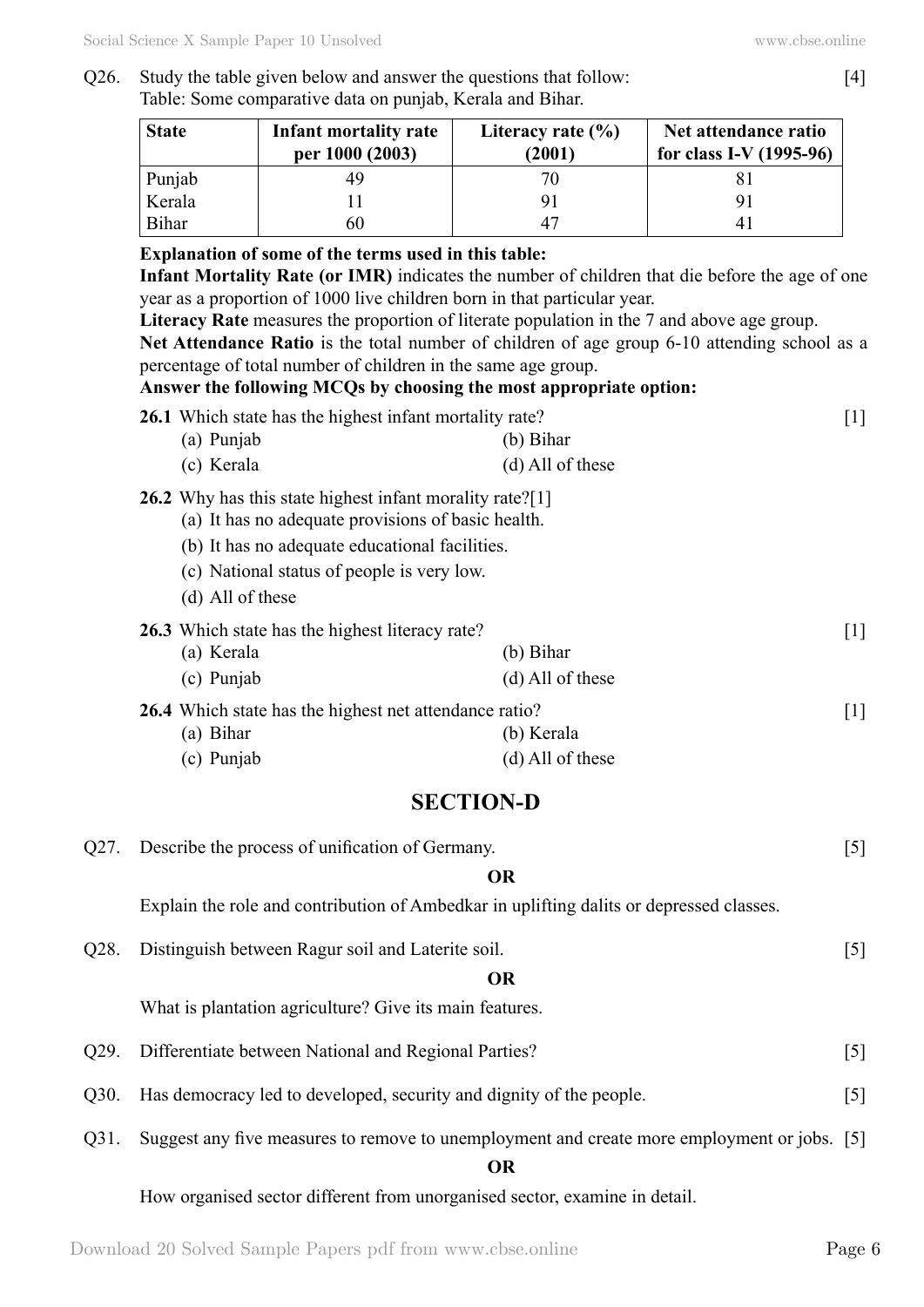Q26. Study the table given below and answer the questions that follow: [4]

Table: Some comparative data on punjab, Kerala and Bihar.

| State | Infant mortality rate per 1000 (2003) | Literacy rate (%) (2001) | Net attendance ratio for class I-V (1995-96) |
|---|---|---|---|
| Punjab | 49 | 70 | 81 |
| Kerala | 11 | 91 | 91 |
| Bihar | 60 | 47 | 41 |

**Explanation of some of the terms used in this table:**

**Infant Mortality Rate (or IMR)** indicates the number of children that die before the age of one year as a proportion of 1000 live children born in that particular year.

**Literacy Rate** measures the proportion of literate population in the 7 and above age group.

**Net Attendance Ratio** is the total number of children of age group 6-10 attending school as a percentage of total number of children in the same age group.

**Answer the following MCQs by choosing the most appropriate option:**

**26.1** Which state has the highest infant mortality rate? [1]

(a) Punjab
(b) Bihar
(c) Kerala
(d) All of these

**26.2** Why has this state highest infant morality rate?[1]

(a) It has no adequate provisions of basic health.
(b) It has no adequate educational facilities.
(c) National status of people is very low.
(d) All of these

**26.3** Which state has the highest literacy rate? [1]

(a) Kerala
(b) Bihar
(c) Punjab
(d) All of these

**26.4** Which state has the highest net attendance ratio? [1]

(a) Bihar
(b) Kerala
(c) Punjab
(d) All of these

## SECTION-D

Q27. Describe the process of unification of Germany. [5]

**OR**

Explain the role and contribution of Ambedkar in uplifting dalits or depressed classes.

Q28. Distinguish between Ragur soil and Laterite soil. [5]

**OR**

What is plantation agriculture? Give its main features.

Q29. Differentiate between National and Regional Parties? [5]

Q30. Has democracy led to developed, security and dignity of the people. [5]

Q31. Suggest any five measures to remove to unemployment and create more employment or jobs. [5]

**OR**

How organised sector different from unorganised sector, examine in detail.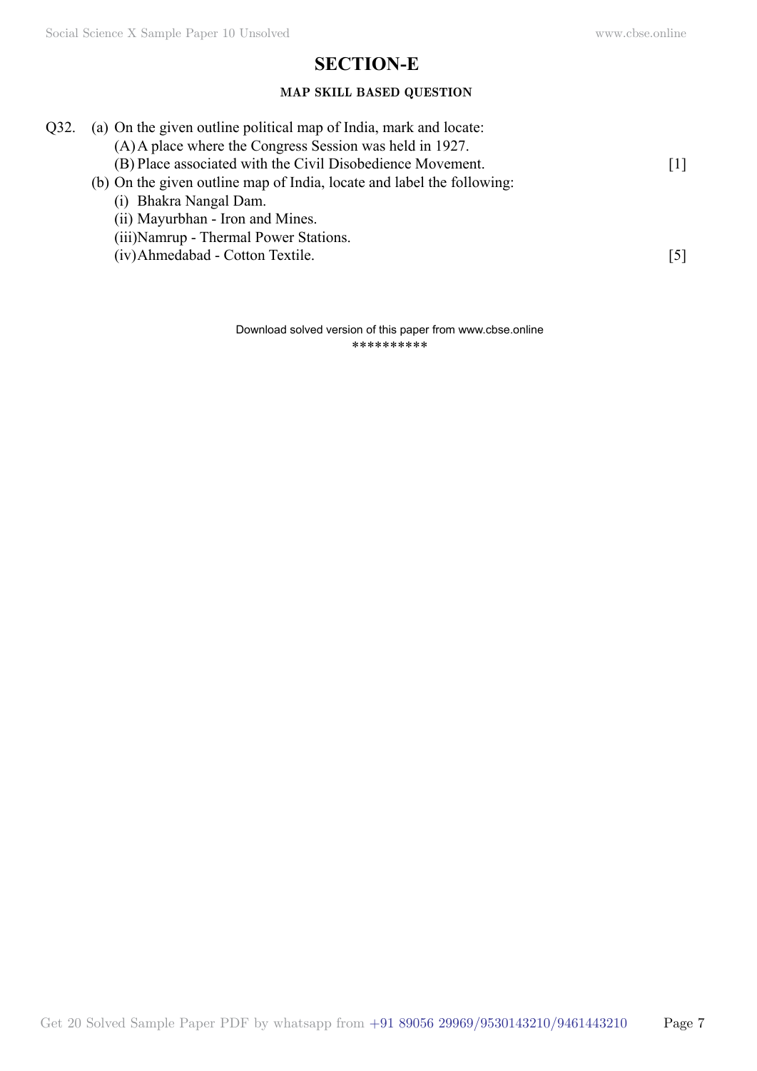# SECTION-E

**MAP SKILL BASED QUESTION**

Q32. (a) On the given outline political map of India, mark and locate:

(A) A place where the Congress Session was held in 1927.

(B) Place associated with the Civil Disobedience Movement. [1]

(b) On the given outline map of India, locate and label the following:

(i) Bhakra Nangal Dam.

(ii) Mayurbhan - Iron and Mines.

(iii) Namrup - Thermal Power Stations.

(iv) Ahmedabad - Cotton Textile. [5]

Download solved version of this paper from www.cbse.online

**********